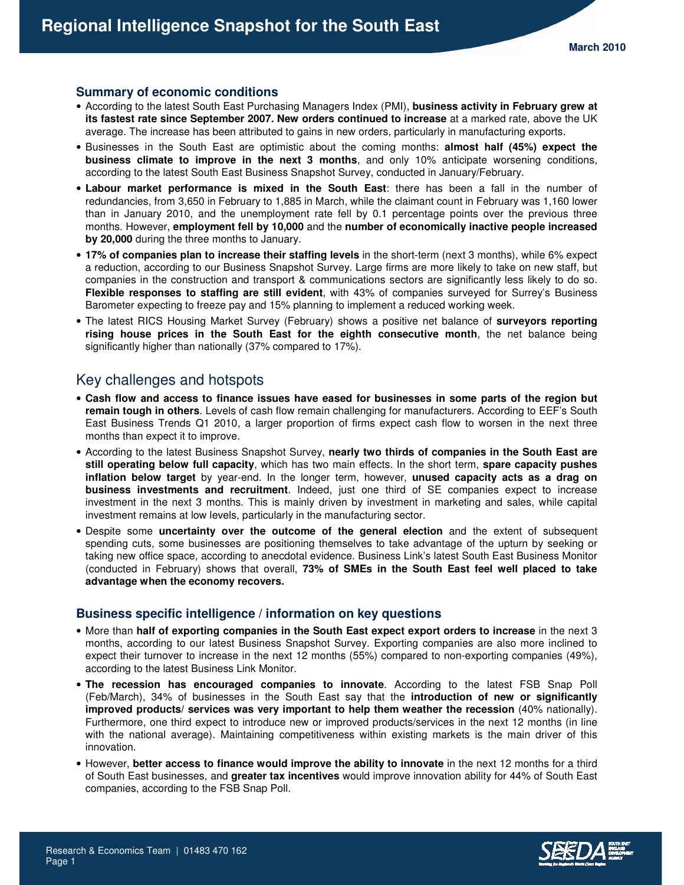# Regional Intelligence Snapshot for the South East

March 2010

## Summary of economic conditions

- According to the latest South East Purchasing Managers Index (PMI), **business activity in February grew at its fastest rate since September 2007. New orders continued to increase** at a marked rate, above the UK average. The increase has been attributed to gains in new orders, particularly in manufacturing exports.
- Businesses in the South East are optimistic about the coming months: **almost half (45%) expect the business climate to improve in the next 3 months**, and only 10% anticipate worsening conditions, according to the latest South East Business Snapshot Survey, conducted in January/February.
- **Labour market performance is mixed in the South East**: there has been a fall in the number of redundancies, from 3,650 in February to 1,885 in March, while the claimant count in February was 1,160 lower than in January 2010, and the unemployment rate fell by 0.1 percentage points over the previous three months. However, **employment fell by 10,000** and the **number of economically inactive people increased by 20,000** during the three months to January.
- **17% of companies plan to increase their staffing levels** in the short-term (next 3 months), while 6% expect a reduction, according to our Business Snapshot Survey. Large firms are more likely to take on new staff, but companies in the construction and transport & communications sectors are significantly less likely to do so. **Flexible responses to staffing are still evident**, with 43% of companies surveyed for Surrey's Business Barometer expecting to freeze pay and 15% planning to implement a reduced working week.
- The latest RICS Housing Market Survey (February) shows a positive net balance of **surveyors reporting rising house prices in the South East for the eighth consecutive month**, the net balance being significantly higher than nationally (37% compared to 17%).

## Key challenges and hotspots

- **Cash flow and access to finance issues have eased for businesses in some parts of the region but remain tough in others**. Levels of cash flow remain challenging for manufacturers. According to EEF's South East Business Trends Q1 2010, a larger proportion of firms expect cash flow to worsen in the next three months than expect it to improve.
- According to the latest Business Snapshot Survey, **nearly two thirds of companies in the South East are still operating below full capacity**, which has two main effects. In the short term, **spare capacity pushes inflation below target** by year-end. In the longer term, however, **unused capacity acts as a drag on business investments and recruitment**. Indeed, just one third of SE companies expect to increase investment in the next 3 months. This is mainly driven by investment in marketing and sales, while capital investment remains at low levels, particularly in the manufacturing sector.
- Despite some **uncertainty over the outcome of the general election** and the extent of subsequent spending cuts, some businesses are positioning themselves to take advantage of the upturn by seeking or taking new office space, according to anecdotal evidence. Business Link's latest South East Business Monitor (conducted in February) shows that overall, **73% of SMEs in the South East feel well placed to take advantage when the economy recovers.**

## Business specific intelligence / information on key questions

- More than **half of exporting companies in the South East expect export orders to increase** in the next 3 months, according to our latest Business Snapshot Survey. Exporting companies are also more inclined to expect their turnover to increase in the next 12 months (55%) compared to non-exporting companies (49%), according to the latest Business Link Monitor.
- **The recession has encouraged companies to innovate**. According to the latest FSB Snap Poll (Feb/March), 34% of businesses in the South East say that the **introduction of new or significantly improved products/ services was very important to help them weather the recession** (40% nationally). Furthermore, one third expect to introduce new or improved products/services in the next 12 months (in line with the national average). Maintaining competitiveness within existing markets is the main driver of this innovation.
- However, **better access to finance would improve the ability to innovate** in the next 12 months for a third of South East businesses, and **greater tax incentives** would improve innovation ability for 44% of South East companies, according to the FSB Snap Poll.

Research & Economics Team | 01483 470 162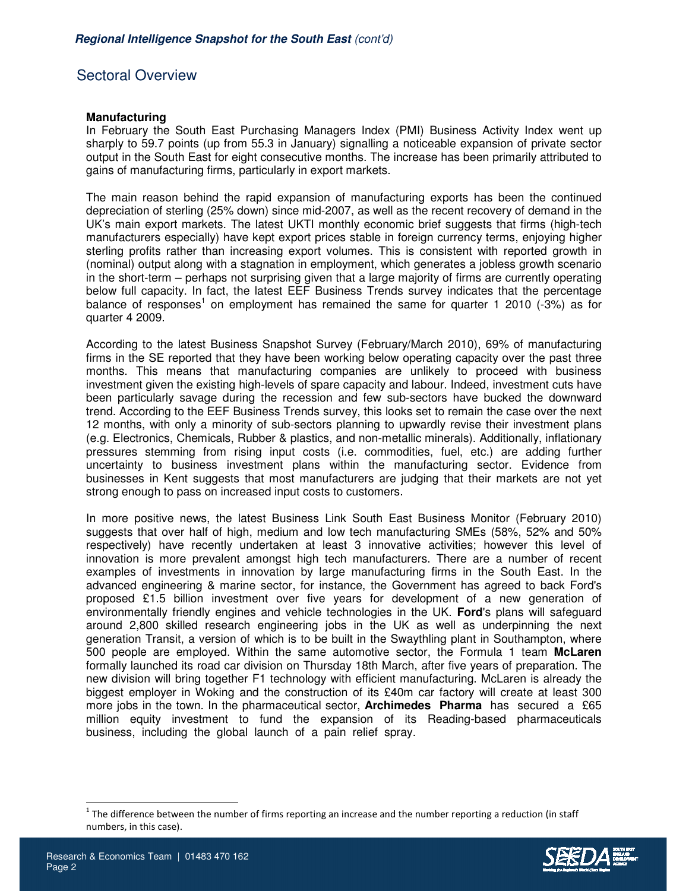## Sectoral Overview

### Manufacturing

In February the South East Purchasing Managers Index (PMI) Business Activity Index went up sharply to 59.7 points (up from 55.3 in January) signalling a noticeable expansion of private sector output in the South East for eight consecutive months. The increase has been primarily attributed to gains of manufacturing firms, particularly in export markets.

The main reason behind the rapid expansion of manufacturing exports has been the continued depreciation of sterling (25% down) since mid-2007, as well as the recent recovery of demand in the UK's main export markets. The latest UKTI monthly economic brief suggests that firms (high-tech manufacturers especially) have kept export prices stable in foreign currency terms, enjoying higher sterling profits rather than increasing export volumes. This is consistent with reported growth in (nominal) output along with a stagnation in employment, which generates a jobless growth scenario in the short-term – perhaps not surprising given that a large majority of firms are currently operating below full capacity. In fact, the latest EEF Business Trends survey indicates that the percentage balance of responses[1] on employment has remained the same for quarter 1 2010 (-3%) as for quarter 4 2009.

According to the latest Business Snapshot Survey (February/March 2010), 69% of manufacturing firms in the SE reported that they have been working below operating capacity over the past three months. This means that manufacturing companies are unlikely to proceed with business investment given the existing high-levels of spare capacity and labour. Indeed, investment cuts have been particularly savage during the recession and few sub-sectors have bucked the downward trend. According to the EEF Business Trends survey, this looks set to remain the case over the next 12 months, with only a minority of sub-sectors planning to upwardly revise their investment plans (e.g. Electronics, Chemicals, Rubber & plastics, and non-metallic minerals). Additionally, inflationary pressures stemming from rising input costs (i.e. commodities, fuel, etc.) are adding further uncertainty to business investment plans within the manufacturing sector. Evidence from businesses in Kent suggests that most manufacturers are judging that their markets are not yet strong enough to pass on increased input costs to customers.

In more positive news, the latest Business Link South East Business Monitor (February 2010) suggests that over half of high, medium and low tech manufacturing SMEs (58%, 52% and 50% respectively) have recently undertaken at least 3 innovative activities; however this level of innovation is more prevalent amongst high tech manufacturers. There are a number of recent examples of investments in innovation by large manufacturing firms in the South East. In the advanced engineering & marine sector, for instance, the Government has agreed to back Ford's proposed £1.5 billion investment over five years for development of a new generation of environmentally friendly engines and vehicle technologies in the UK. **Ford**'s plans will safeguard around 2,800 skilled research engineering jobs in the UK as well as underpinning the next generation Transit, a version of which is to be built in the Swaythling plant in Southampton, where 500 people are employed. Within the same automotive sector, the Formula 1 team **McLaren** formally launched its road car division on Thursday 18th March, after five years of preparation. The new division will bring together F1 technology with efficient manufacturing. McLaren is already the biggest employer in Woking and the construction of its £40m car factory will create at least 300 more jobs in the town. In the pharmaceutical sector, **Archimedes Pharma** has secured a £65 million equity investment to fund the expansion of its Reading-based pharmaceuticals business, including the global launch of a pain relief spray.

[1] The difference between the number of firms reporting an increase and the number reporting a reduction (in staff numbers, in this case).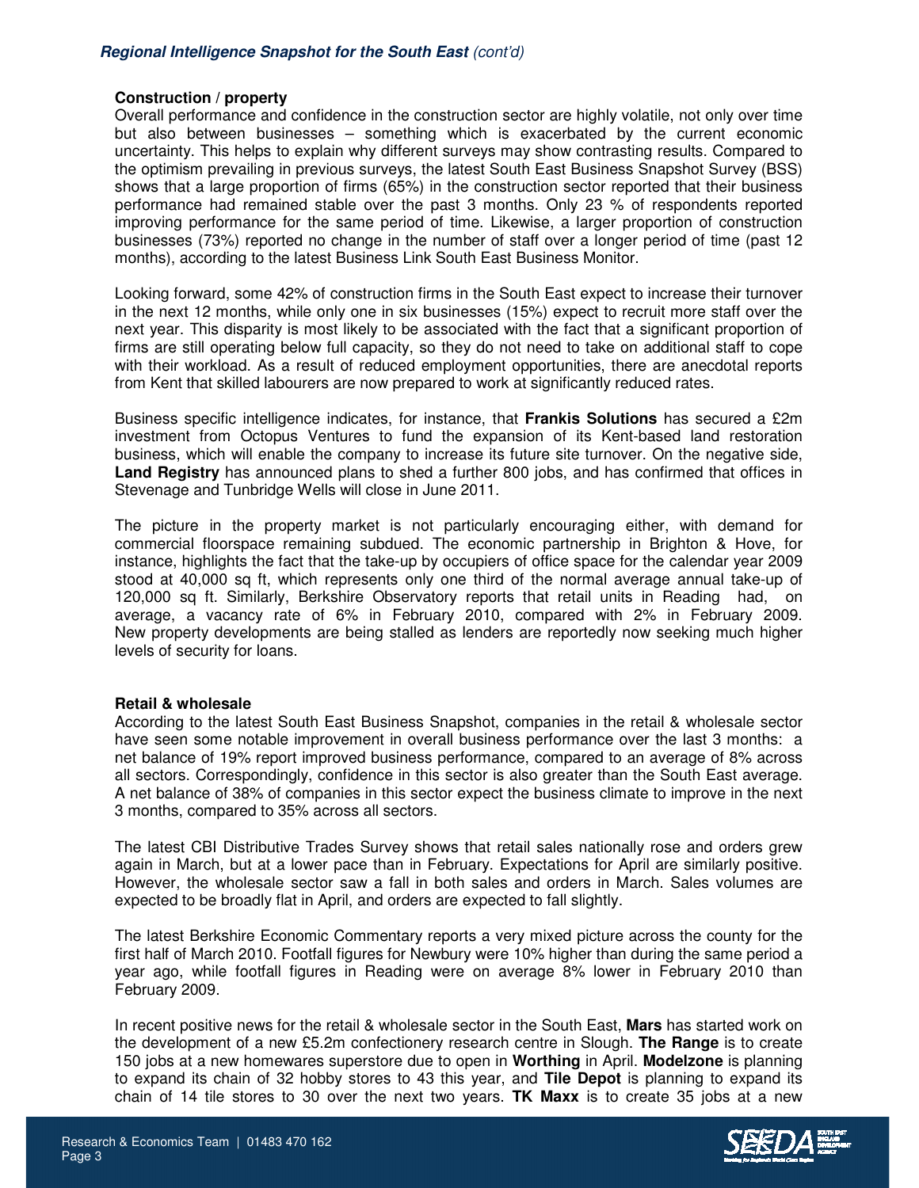### Construction / property

Overall performance and confidence in the construction sector are highly volatile, not only over time but also between businesses – something which is exacerbated by the current economic uncertainty. This helps to explain why different surveys may show contrasting results. Compared to the optimism prevailing in previous surveys, the latest South East Business Snapshot Survey (BSS) shows that a large proportion of firms (65%) in the construction sector reported that their business performance had remained stable over the past 3 months. Only 23 % of respondents reported improving performance for the same period of time. Likewise, a larger proportion of construction businesses (73%) reported no change in the number of staff over a longer period of time (past 12 months), according to the latest Business Link South East Business Monitor.

Looking forward, some 42% of construction firms in the South East expect to increase their turnover in the next 12 months, while only one in six businesses (15%) expect to recruit more staff over the next year. This disparity is most likely to be associated with the fact that a significant proportion of firms are still operating below full capacity, so they do not need to take on additional staff to cope with their workload. As a result of reduced employment opportunities, there are anecdotal reports from Kent that skilled labourers are now prepared to work at significantly reduced rates.

Business specific intelligence indicates, for instance, that **Frankis Solutions** has secured a £2m investment from Octopus Ventures to fund the expansion of its Kent-based land restoration business, which will enable the company to increase its future site turnover. On the negative side, **Land Registry** has announced plans to shed a further 800 jobs, and has confirmed that offices in Stevenage and Tunbridge Wells will close in June 2011.

The picture in the property market is not particularly encouraging either, with demand for commercial floorspace remaining subdued. The economic partnership in Brighton & Hove, for instance, highlights the fact that the take-up by occupiers of office space for the calendar year 2009 stood at 40,000 sq ft, which represents only one third of the normal average annual take-up of 120,000 sq ft. Similarly, Berkshire Observatory reports that retail units in Reading had, on average, a vacancy rate of 6% in February 2010, compared with 2% in February 2009. New property developments are being stalled as lenders are reportedly now seeking much higher levels of security for loans.

### Retail & wholesale

According to the latest South East Business Snapshot, companies in the retail & wholesale sector have seen some notable improvement in overall business performance over the last 3 months: a net balance of 19% report improved business performance, compared to an average of 8% across all sectors. Correspondingly, confidence in this sector is also greater than the South East average. A net balance of 38% of companies in this sector expect the business climate to improve in the next 3 months, compared to 35% across all sectors.

The latest CBI Distributive Trades Survey shows that retail sales nationally rose and orders grew again in March, but at a lower pace than in February. Expectations for April are similarly positive. However, the wholesale sector saw a fall in both sales and orders in March. Sales volumes are expected to be broadly flat in April, and orders are expected to fall slightly.

The latest Berkshire Economic Commentary reports a very mixed picture across the county for the first half of March 2010. Footfall figures for Newbury were 10% higher than during the same period a year ago, while footfall figures in Reading were on average 8% lower in February 2010 than February 2009.

In recent positive news for the retail & wholesale sector in the South East, **Mars** has started work on the development of a new £5.2m confectionery research centre in Slough. **The Range** is to create 150 jobs at a new homewares superstore due to open in **Worthing** in April. **Modelzone** is planning to expand its chain of 32 hobby stores to 43 this year, and **Tile Depot** is planning to expand its chain of 14 tile stores to 30 over the next two years. **TK Maxx** is to create 35 jobs at a new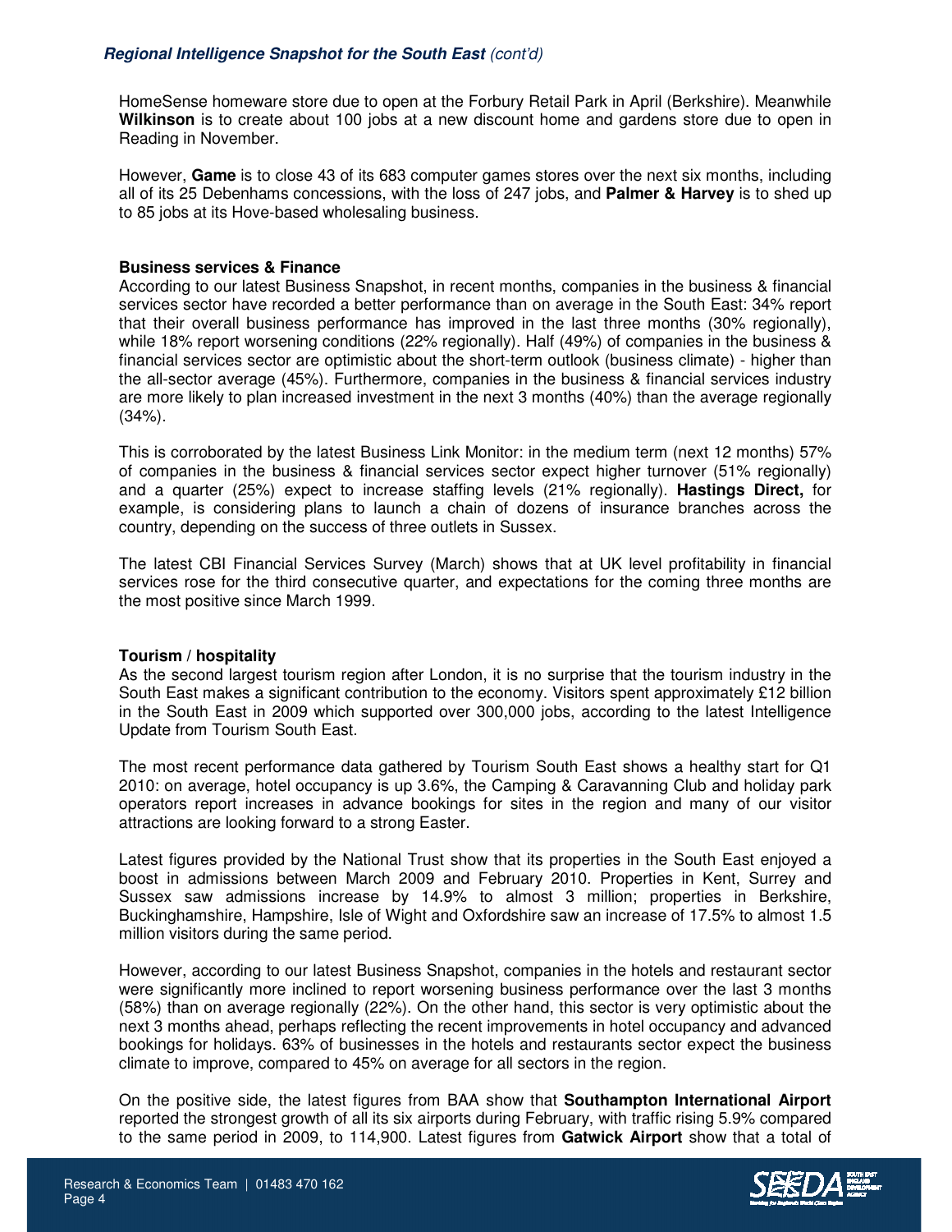HomeSense homeware store due to open at the Forbury Retail Park in April (Berkshire). Meanwhile **Wilkinson** is to create about 100 jobs at a new discount home and gardens store due to open in Reading in November.

However, **Game** is to close 43 of its 683 computer games stores over the next six months, including all of its 25 Debenhams concessions, with the loss of 247 jobs, and **Palmer & Harvey** is to shed up to 85 jobs at its Hove-based wholesaling business.

**Business services & Finance**

According to our latest Business Snapshot, in recent months, companies in the business & financial services sector have recorded a better performance than on average in the South East: 34% report that their overall business performance has improved in the last three months (30% regionally), while 18% report worsening conditions (22% regionally). Half (49%) of companies in the business & financial services sector are optimistic about the short-term outlook (business climate) - higher than the all-sector average (45%). Furthermore, companies in the business & financial services industry are more likely to plan increased investment in the next 3 months (40%) than the average regionally (34%).

This is corroborated by the latest Business Link Monitor: in the medium term (next 12 months) 57% of companies in the business & financial services sector expect higher turnover (51% regionally) and a quarter (25%) expect to increase staffing levels (21% regionally). **Hastings Direct,** for example, is considering plans to launch a chain of dozens of insurance branches across the country, depending on the success of three outlets in Sussex.

The latest CBI Financial Services Survey (March) shows that at UK level profitability in financial services rose for the third consecutive quarter, and expectations for the coming three months are the most positive since March 1999.

**Tourism / hospitality**

As the second largest tourism region after London, it is no surprise that the tourism industry in the South East makes a significant contribution to the economy. Visitors spent approximately £12 billion in the South East in 2009 which supported over 300,000 jobs, according to the latest Intelligence Update from Tourism South East.

The most recent performance data gathered by Tourism South East shows a healthy start for Q1 2010: on average, hotel occupancy is up 3.6%, the Camping & Caravanning Club and holiday park operators report increases in advance bookings for sites in the region and many of our visitor attractions are looking forward to a strong Easter.

Latest figures provided by the National Trust show that its properties in the South East enjoyed a boost in admissions between March 2009 and February 2010. Properties in Kent, Surrey and Sussex saw admissions increase by 14.9% to almost 3 million; properties in Berkshire, Buckinghamshire, Hampshire, Isle of Wight and Oxfordshire saw an increase of 17.5% to almost 1.5 million visitors during the same period.

However, according to our latest Business Snapshot, companies in the hotels and restaurant sector were significantly more inclined to report worsening business performance over the last 3 months (58%) than on average regionally (22%). On the other hand, this sector is very optimistic about the next 3 months ahead, perhaps reflecting the recent improvements in hotel occupancy and advanced bookings for holidays. 63% of businesses in the hotels and restaurants sector expect the business climate to improve, compared to 45% on average for all sectors in the region.

On the positive side, the latest figures from BAA show that **Southampton International Airport** reported the strongest growth of all its six airports during February, with traffic rising 5.9% compared to the same period in 2009, to 114,900. Latest figures from **Gatwick Airport** show that a total of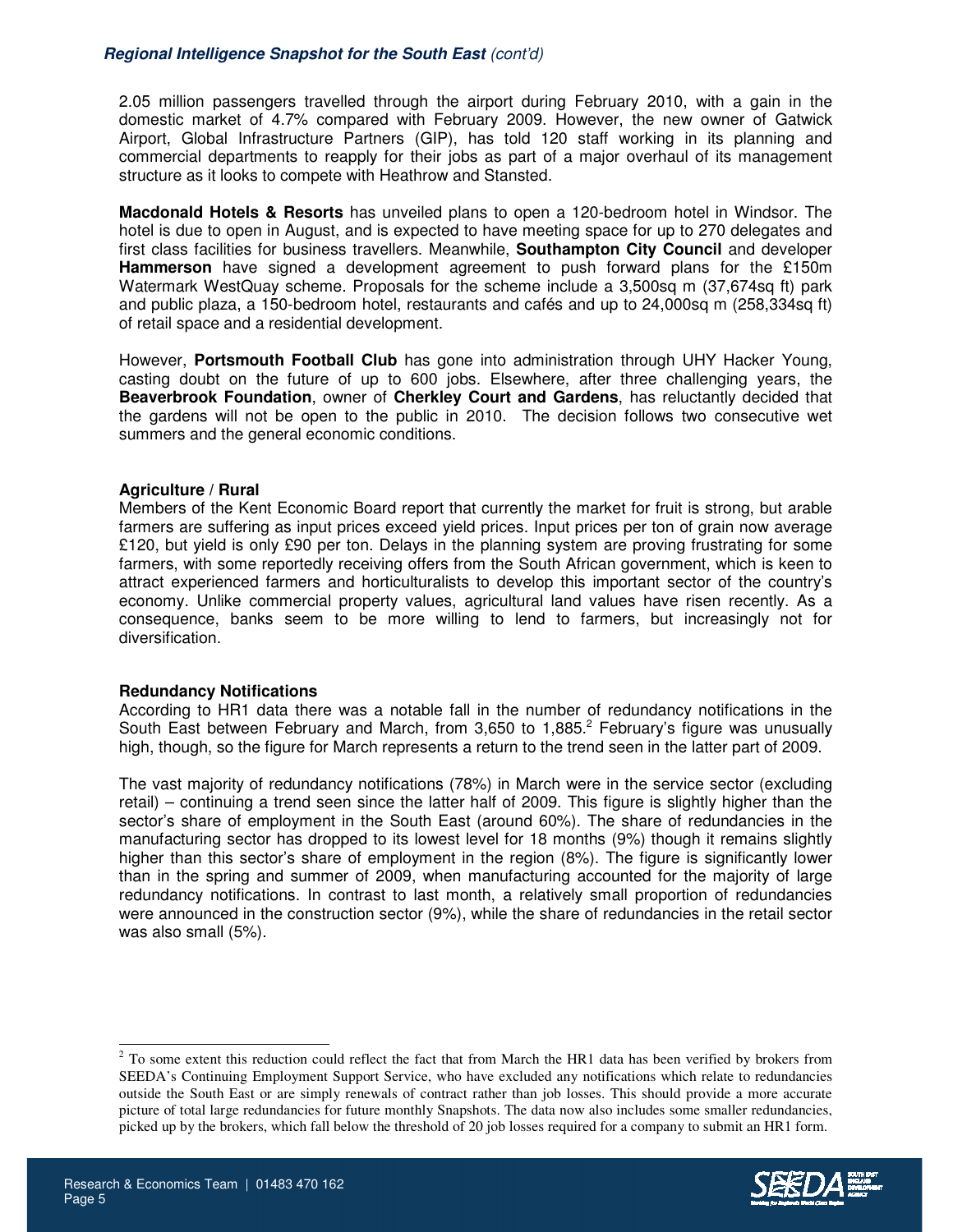2.05 million passengers travelled through the airport during February 2010, with a gain in the domestic market of 4.7% compared with February 2009. However, the new owner of Gatwick Airport, Global Infrastructure Partners (GIP), has told 120 staff working in its planning and commercial departments to reapply for their jobs as part of a major overhaul of its management structure as it looks to compete with Heathrow and Stansted.

**Macdonald Hotels & Resorts** has unveiled plans to open a 120-bedroom hotel in Windsor. The hotel is due to open in August, and is expected to have meeting space for up to 270 delegates and first class facilities for business travellers. Meanwhile, **Southampton City Council** and developer **Hammerson** have signed a development agreement to push forward plans for the £150m Watermark WestQuay scheme. Proposals for the scheme include a 3,500sq m (37,674sq ft) park and public plaza, a 150-bedroom hotel, restaurants and cafés and up to 24,000sq m (258,334sq ft) of retail space and a residential development.

However, **Portsmouth Football Club** has gone into administration through UHY Hacker Young, casting doubt on the future of up to 600 jobs. Elsewhere, after three challenging years, the **Beaverbrook Foundation**, owner of **Cherkley Court and Gardens**, has reluctantly decided that the gardens will not be open to the public in 2010. The decision follows two consecutive wet summers and the general economic conditions.

**Agriculture / Rural**

Members of the Kent Economic Board report that currently the market for fruit is strong, but arable farmers are suffering as input prices exceed yield prices. Input prices per ton of grain now average £120, but yield is only £90 per ton. Delays in the planning system are proving frustrating for some farmers, with some reportedly receiving offers from the South African government, which is keen to attract experienced farmers and horticulturalists to develop this important sector of the country's economy. Unlike commercial property values, agricultural land values have risen recently. As a consequence, banks seem to be more willing to lend to farmers, but increasingly not for diversification.

**Redundancy Notifications**

According to HR1 data there was a notable fall in the number of redundancy notifications in the South East between February and March, from 3,650 to 1,885.[2] February's figure was unusually high, though, so the figure for March represents a return to the trend seen in the latter part of 2009.

The vast majority of redundancy notifications (78%) in March were in the service sector (excluding retail) – continuing a trend seen since the latter half of 2009. This figure is slightly higher than the sector's share of employment in the South East (around 60%). The share of redundancies in the manufacturing sector has dropped to its lowest level for 18 months (9%) though it remains slightly higher than this sector's share of employment in the region (8%). The figure is significantly lower than in the spring and summer of 2009, when manufacturing accounted for the majority of large redundancy notifications. In contrast to last month, a relatively small proportion of redundancies were announced in the construction sector (9%), while the share of redundancies in the retail sector was also small (5%).

[2] To some extent this reduction could reflect the fact that from March the HR1 data has been verified by brokers from SEEDA's Continuing Employment Support Service, who have excluded any notifications which relate to redundancies outside the South East or are simply renewals of contract rather than job losses. This should provide a more accurate picture of total large redundancies for future monthly Snapshots. The data now also includes some smaller redundancies, picked up by the brokers, which fall below the threshold of 20 job losses required for a company to submit an HR1 form.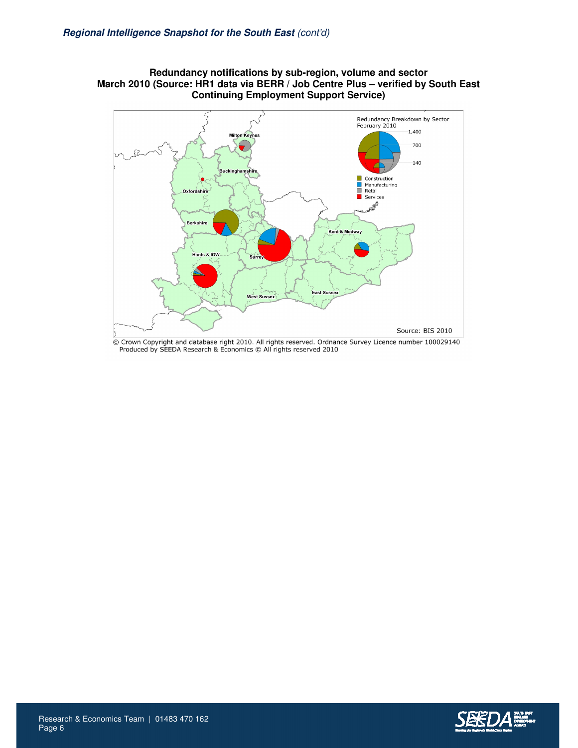**Redundancy notifications by sub-region, volume and sector March 2010 (Source: HR1 data via BERR / Job Centre Plus – verified by South East Continuing Employment Support Service)**

Redundancy Breakdown by Sector
February 2010

1,400
700
140

Construction
Manufacturing
Retail
Services

Milton Keynes
Buckinghamshire
Oxfordshire
Berkshire
Kent & Medway
Surrey
Hants & IOW
East Sussex
West Sussex

Source: BIS 2010

© Crown Copyright and database right 2010. All rights reserved. Ordnance Survey Licence number 100029140
Produced by SEEDA Research & Economics © All rights reserved 2010